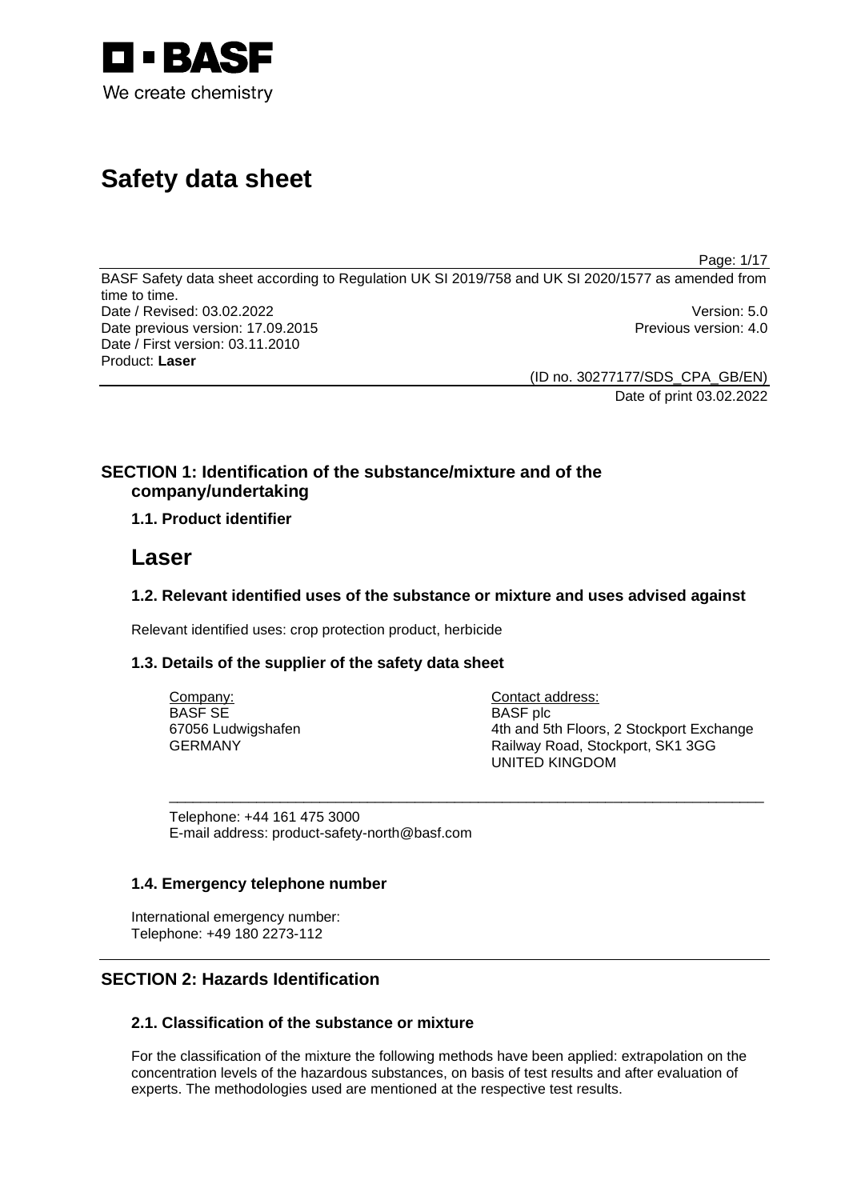BASF
We create chemistry

# Safety data sheet

BASF Safety data sheet according to Regulation UK SI 2019/758 and UK SI 2020/1577 as amended from time to time.
Date / Revised: 03.02.2022 Version: 5.0
Date previous version: 17.09.2015 Previous version: 4.0
Date / First version: 03.11.2010
Product: **Laser**

(ID no. 30277177/SDS_CPA_GB/EN)
Date of print 03.02.2022

## SECTION 1: Identification of the substance/mixture and of the company/undertaking

### 1.1. Product identifier

# Laser

### 1.2. Relevant identified uses of the substance or mixture and uses advised against

Relevant identified uses: crop protection product, herbicide

### 1.3. Details of the supplier of the safety data sheet

Company:
BASF SE
67056 Ludwigshafen
GERMANY

Contact address:
BASF plc
4th and 5th Floors, 2 Stockport Exchange
Railway Road, Stockport, SK1 3GG
UNITED KINGDOM

Telephone: +44 161 475 3000
E-mail address: product-safety-north@basf.com

### 1.4. Emergency telephone number

International emergency number:
Telephone: +49 180 2273-112

## SECTION 2: Hazards Identification

### 2.1. Classification of the substance or mixture

For the classification of the mixture the following methods have been applied: extrapolation on the concentration levels of the hazardous substances, on basis of test results and after evaluation of experts. The methodologies used are mentioned at the respective test results.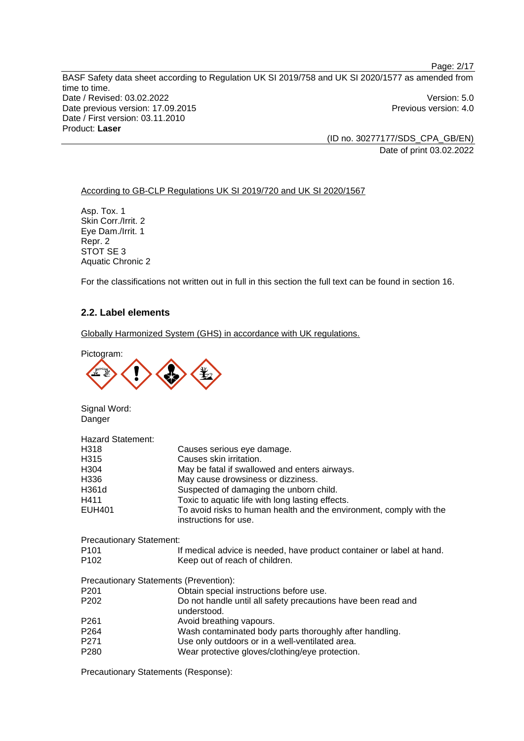According to GB-CLP Regulations UK SI 2019/720 and UK SI 2020/1567

Asp. Tox. 1
Skin Corr./Irrit. 2
Eye Dam./Irrit. 1
Repr. 2
STOT SE 3
Aquatic Chronic 2

For the classifications not written out in full in this section the full text can be found in section 16.

### 2.2. Label elements

Globally Harmonized System (GHS) in accordance with UK regulations.

Pictogram:

Signal Word:
Danger

Hazard Statement:

| | |
|---|---|
| H318 | Causes serious eye damage. |
| H315 | Causes skin irritation. |
| H304 | May be fatal if swallowed and enters airways. |
| H336 | May cause drowsiness or dizziness. |
| H361d | Suspected of damaging the unborn child. |
| H411 | Toxic to aquatic life with long lasting effects. |
| EUH401 | To avoid risks to human health and the environment, comply with the instructions for use. |

Precautionary Statement:

| | |
|---|---|
| P101 | If medical advice is needed, have product container or label at hand. |
| P102 | Keep out of reach of children. |

Precautionary Statements (Prevention):

| | |
|---|---|
| P201 | Obtain special instructions before use. |
| P202 | Do not handle until all safety precautions have been read and understood. |
| P261 | Avoid breathing vapours. |
| P264 | Wash contaminated body parts thoroughly after handling. |
| P271 | Use only outdoors or in a well-ventilated area. |
| P280 | Wear protective gloves/clothing/eye protection. |

Precautionary Statements (Response):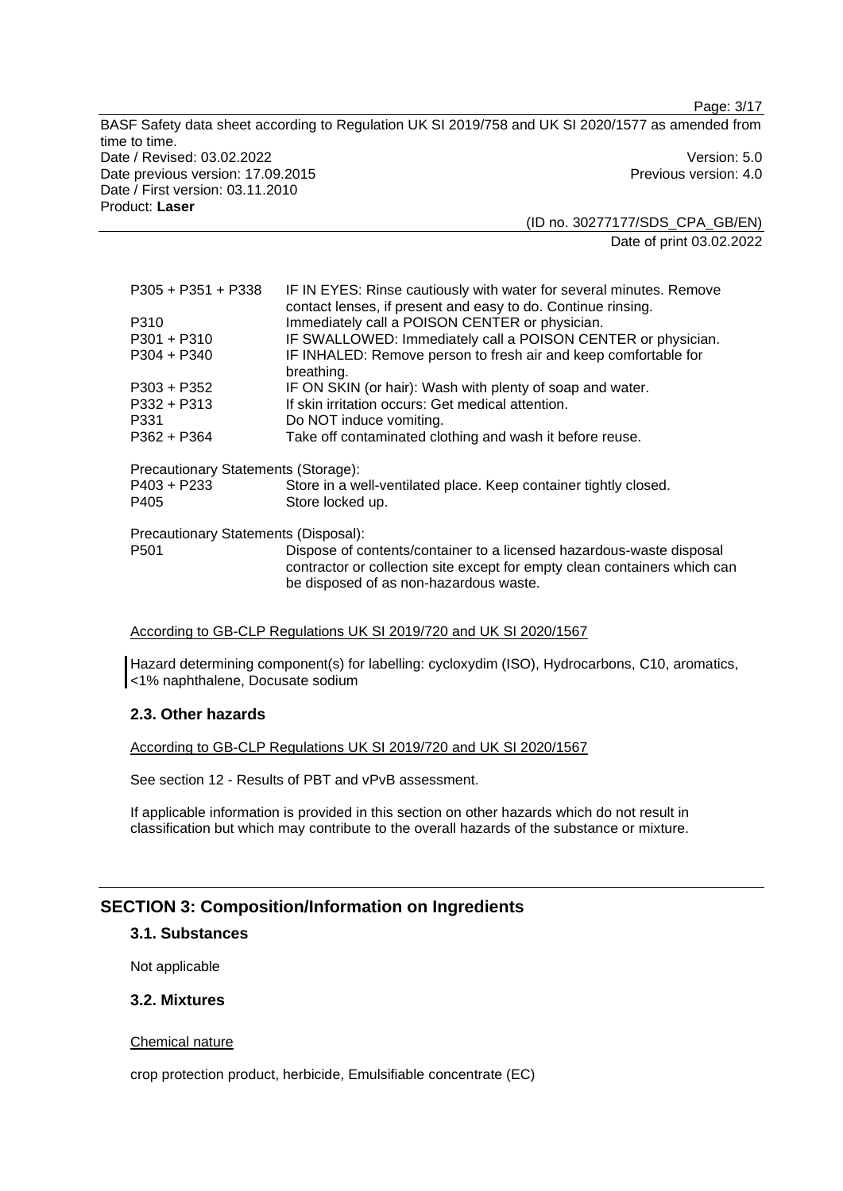| | |
|---|---|
| P305 + P351 + P338 | IF IN EYES: Rinse cautiously with water for several minutes. Remove contact lenses, if present and easy to do. Continue rinsing. |
| P310 | Immediately call a POISON CENTER or physician. |
| P301 + P310 | IF SWALLOWED: Immediately call a POISON CENTER or physician. |
| P304 + P340 | IF INHALED: Remove person to fresh air and keep comfortable for breathing. |
| P303 + P352 | IF ON SKIN (or hair): Wash with plenty of soap and water. |
| P332 + P313 | If skin irritation occurs: Get medical attention. |
| P331 | Do NOT induce vomiting. |
| P362 + P364 | Take off contaminated clothing and wash it before reuse. |

Precautionary Statements (Storage):

| | |
|---|---|
| P403 + P233 | Store in a well-ventilated place. Keep container tightly closed. |
| P405 | Store locked up. |

Precautionary Statements (Disposal):

| | |
|---|---|
| P501 | Dispose of contents/container to a licensed hazardous-waste disposal contractor or collection site except for empty clean containers which can be disposed of as non-hazardous waste. |

According to GB-CLP Regulations UK SI 2019/720 and UK SI 2020/1567

Hazard determining component(s) for labelling: cycloxydim (ISO), Hydrocarbons, C10, aromatics, <1% naphthalene, Docusate sodium

## 2.3. Other hazards

According to GB-CLP Regulations UK SI 2019/720 and UK SI 2020/1567

See section 12 - Results of PBT and vPvB assessment.

If applicable information is provided in this section on other hazards which do not result in classification but which may contribute to the overall hazards of the substance or mixture.

# SECTION 3: Composition/Information on Ingredients

## 3.1. Substances

Not applicable

## 3.2. Mixtures

Chemical nature

crop protection product, herbicide, Emulsifiable concentrate (EC)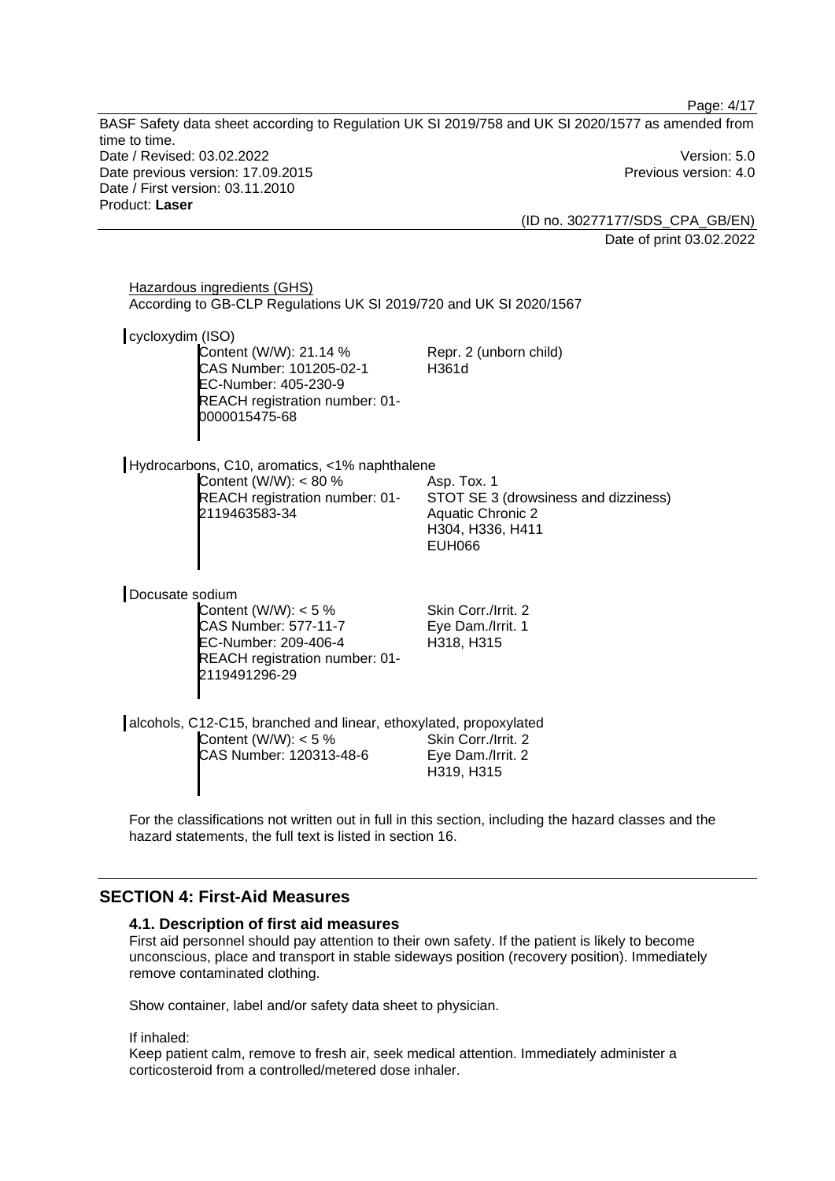Hazardous ingredients (GHS)
According to GB-CLP Regulations UK SI 2019/720 and UK SI 2020/1567

cycloxydim (ISO)

| | |
|---|---|
| Content (W/W): 21.14 %<br>CAS Number: 101205-02-1<br>EC-Number: 405-230-9<br>REACH registration number: 01-0000015475-68 | Repr. 2 (unborn child)<br>H361d |

Hydrocarbons, C10, aromatics, <1% naphthalene

| | |
|---|---|
| Content (W/W): < 80 %<br>REACH registration number: 01-2119463583-34 | Asp. Tox. 1<br>STOT SE 3 (drowsiness and dizziness)<br>Aquatic Chronic 2<br>H304, H336, H411<br>EUH066 |

Docusate sodium

| | |
|---|---|
| Content (W/W): < 5 %<br>CAS Number: 577-11-7<br>EC-Number: 209-406-4<br>REACH registration number: 01-2119491296-29 | Skin Corr./Irrit. 2<br>Eye Dam./Irrit. 1<br>H318, H315 |

alcohols, C12-C15, branched and linear, ethoxylated, propoxylated

| | |
|---|---|
| Content (W/W): < 5 %<br>CAS Number: 120313-48-6 | Skin Corr./Irrit. 2<br>Eye Dam./Irrit. 2<br>H319, H315 |

For the classifications not written out in full in this section, including the hazard classes and the hazard statements, the full text is listed in section 16.

## SECTION 4: First-Aid Measures

### 4.1. Description of first aid measures

First aid personnel should pay attention to their own safety. If the patient is likely to become unconscious, place and transport in stable sideways position (recovery position). Immediately remove contaminated clothing.

Show container, label and/or safety data sheet to physician.

If inhaled:
Keep patient calm, remove to fresh air, seek medical attention. Immediately administer a corticosteroid from a controlled/metered dose inhaler.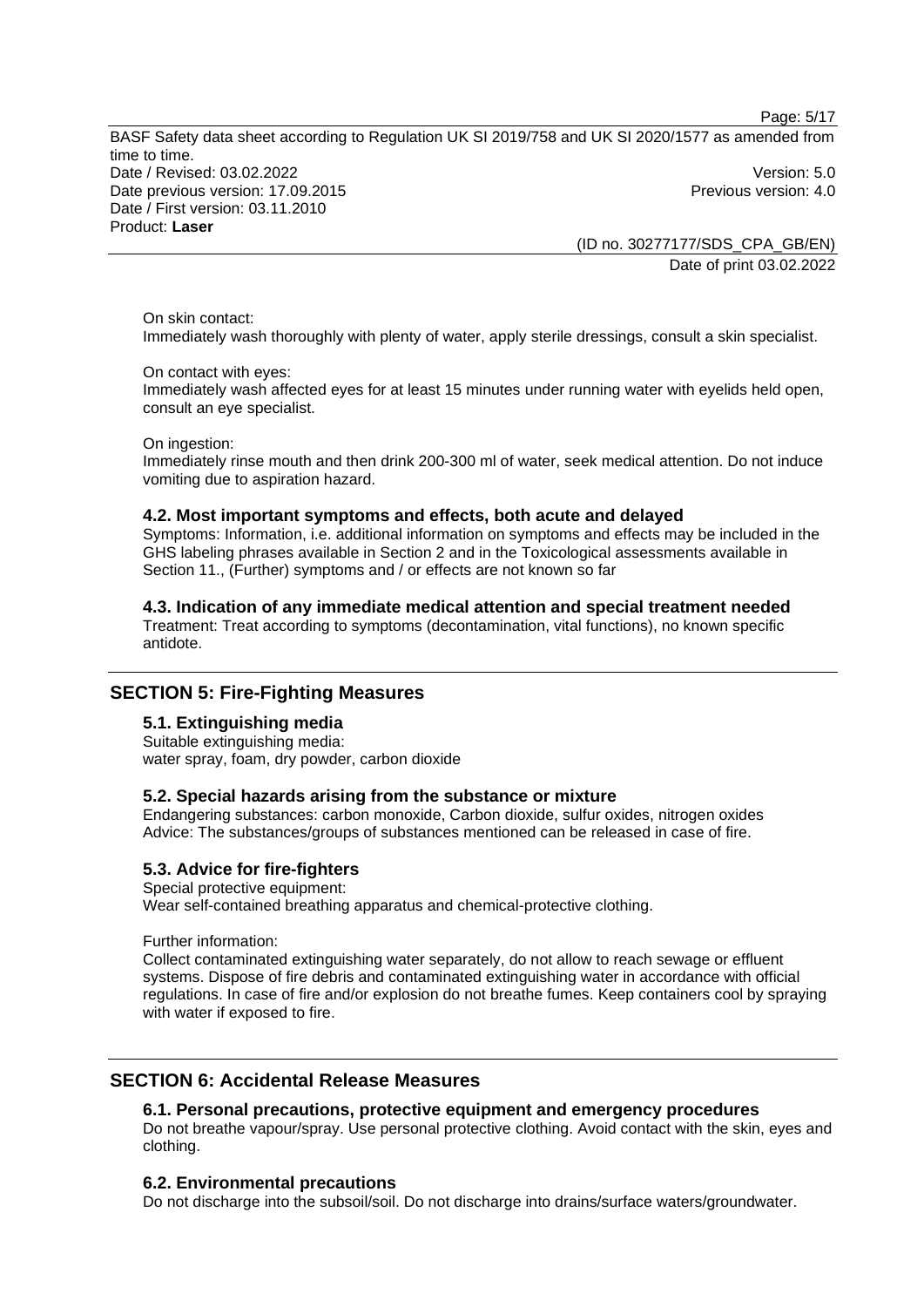On skin contact:
Immediately wash thoroughly with plenty of water, apply sterile dressings, consult a skin specialist.

On contact with eyes:
Immediately wash affected eyes for at least 15 minutes under running water with eyelids held open, consult an eye specialist.

On ingestion:
Immediately rinse mouth and then drink 200-300 ml of water, seek medical attention. Do not induce vomiting due to aspiration hazard.

### 4.2. Most important symptoms and effects, both acute and delayed

Symptoms: Information, i.e. additional information on symptoms and effects may be included in the GHS labeling phrases available in Section 2 and in the Toxicological assessments available in Section 11., (Further) symptoms and / or effects are not known so far

### 4.3. Indication of any immediate medical attention and special treatment needed

Treatment: Treat according to symptoms (decontamination, vital functions), no known specific antidote.

## SECTION 5: Fire-Fighting Measures

### 5.1. Extinguishing media

Suitable extinguishing media:
water spray, foam, dry powder, carbon dioxide

### 5.2. Special hazards arising from the substance or mixture

Endangering substances: carbon monoxide, Carbon dioxide, sulfur oxides, nitrogen oxides
Advice: The substances/groups of substances mentioned can be released in case of fire.

### 5.3. Advice for fire-fighters

Special protective equipment:
Wear self-contained breathing apparatus and chemical-protective clothing.

Further information:
Collect contaminated extinguishing water separately, do not allow to reach sewage or effluent systems. Dispose of fire debris and contaminated extinguishing water in accordance with official regulations. In case of fire and/or explosion do not breathe fumes. Keep containers cool by spraying with water if exposed to fire.

## SECTION 6: Accidental Release Measures

### 6.1. Personal precautions, protective equipment and emergency procedures

Do not breathe vapour/spray. Use personal protective clothing. Avoid contact with the skin, eyes and clothing.

### 6.2. Environmental precautions

Do not discharge into the subsoil/soil. Do not discharge into drains/surface waters/groundwater.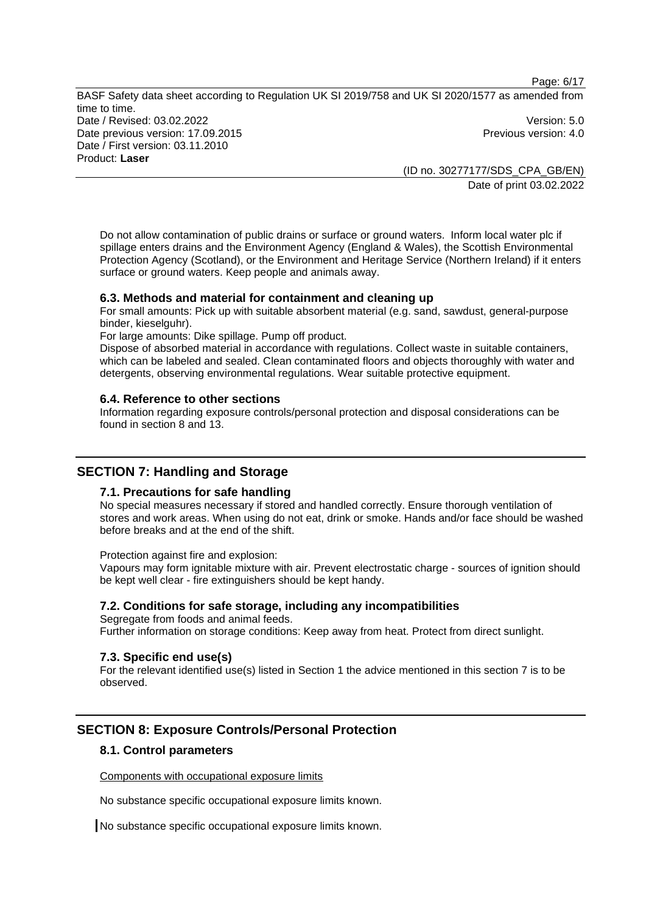Do not allow contamination of public drains or surface or ground waters. Inform local water plc if spillage enters drains and the Environment Agency (England & Wales), the Scottish Environmental Protection Agency (Scotland), or the Environment and Heritage Service (Northern Ireland) if it enters surface or ground waters. Keep people and animals away.

### 6.3. Methods and material for containment and cleaning up

For small amounts: Pick up with suitable absorbent material (e.g. sand, sawdust, general-purpose binder, kieselguhr).

For large amounts: Dike spillage. Pump off product.

Dispose of absorbed material in accordance with regulations. Collect waste in suitable containers, which can be labeled and sealed. Clean contaminated floors and objects thoroughly with water and detergents, observing environmental regulations. Wear suitable protective equipment.

### 6.4. Reference to other sections

Information regarding exposure controls/personal protection and disposal considerations can be found in section 8 and 13.

## SECTION 7: Handling and Storage

### 7.1. Precautions for safe handling

No special measures necessary if stored and handled correctly. Ensure thorough ventilation of stores and work areas. When using do not eat, drink or smoke. Hands and/or face should be washed before breaks and at the end of the shift.

Protection against fire and explosion:

Vapours may form ignitable mixture with air. Prevent electrostatic charge - sources of ignition should be kept well clear - fire extinguishers should be kept handy.

### 7.2. Conditions for safe storage, including any incompatibilities

Segregate from foods and animal feeds.

Further information on storage conditions: Keep away from heat. Protect from direct sunlight.

### 7.3. Specific end use(s)

For the relevant identified use(s) listed in Section 1 the advice mentioned in this section 7 is to be observed.

## SECTION 8: Exposure Controls/Personal Protection

### 8.1. Control parameters

Components with occupational exposure limits

No substance specific occupational exposure limits known.

No substance specific occupational exposure limits known.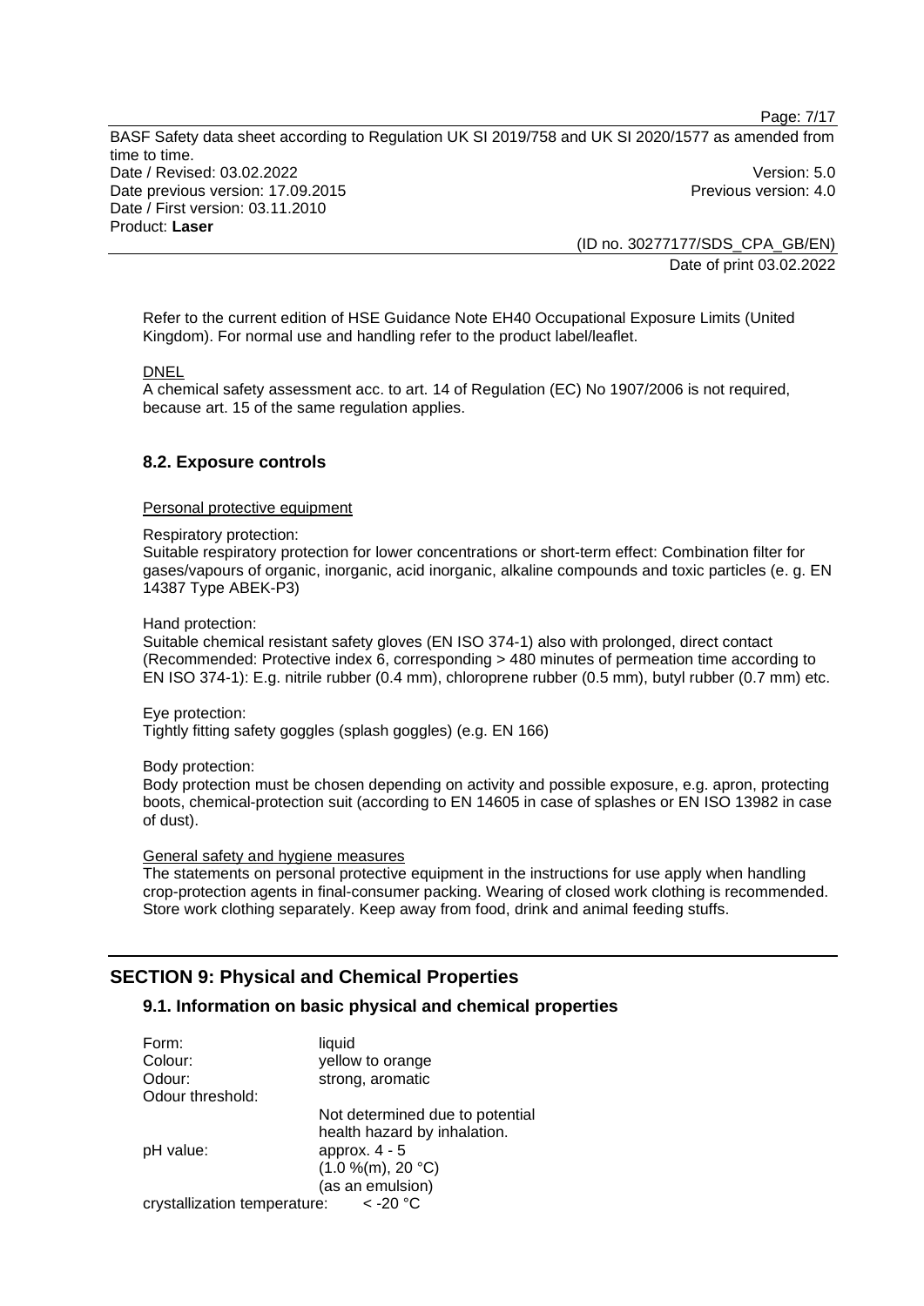Refer to the current edition of HSE Guidance Note EH40 Occupational Exposure Limits (United Kingdom). For normal use and handling refer to the product label/leaflet.

DNEL

A chemical safety assessment acc. to art. 14 of Regulation (EC) No 1907/2006 is not required, because art. 15 of the same regulation applies.

### 8.2. Exposure controls

Personal protective equipment

Respiratory protection:
Suitable respiratory protection for lower concentrations or short-term effect: Combination filter for gases/vapours of organic, inorganic, acid inorganic, alkaline compounds and toxic particles (e. g. EN 14387 Type ABEK-P3)

Hand protection:
Suitable chemical resistant safety gloves (EN ISO 374-1) also with prolonged, direct contact (Recommended: Protective index 6, corresponding > 480 minutes of permeation time according to EN ISO 374-1): E.g. nitrile rubber (0.4 mm), chloroprene rubber (0.5 mm), butyl rubber (0.7 mm) etc.

Eye protection:
Tightly fitting safety goggles (splash goggles) (e.g. EN 166)

Body protection:
Body protection must be chosen depending on activity and possible exposure, e.g. apron, protecting boots, chemical-protection suit (according to EN 14605 in case of splashes or EN ISO 13982 in case of dust).

General safety and hygiene measures

The statements on personal protective equipment in the instructions for use apply when handling crop-protection agents in final-consumer packing. Wearing of closed work clothing is recommended. Store work clothing separately. Keep away from food, drink and animal feeding stuffs.

## SECTION 9: Physical and Chemical Properties

### 9.1. Information on basic physical and chemical properties

Form: liquid
Colour: yellow to orange
Odour: strong, aromatic
Odour threshold:
Not determined due to potential health hazard by inhalation.
pH value: approx. 4 - 5
(1.0 %(m), 20 °C)
(as an emulsion)
crystallization temperature: < -20 °C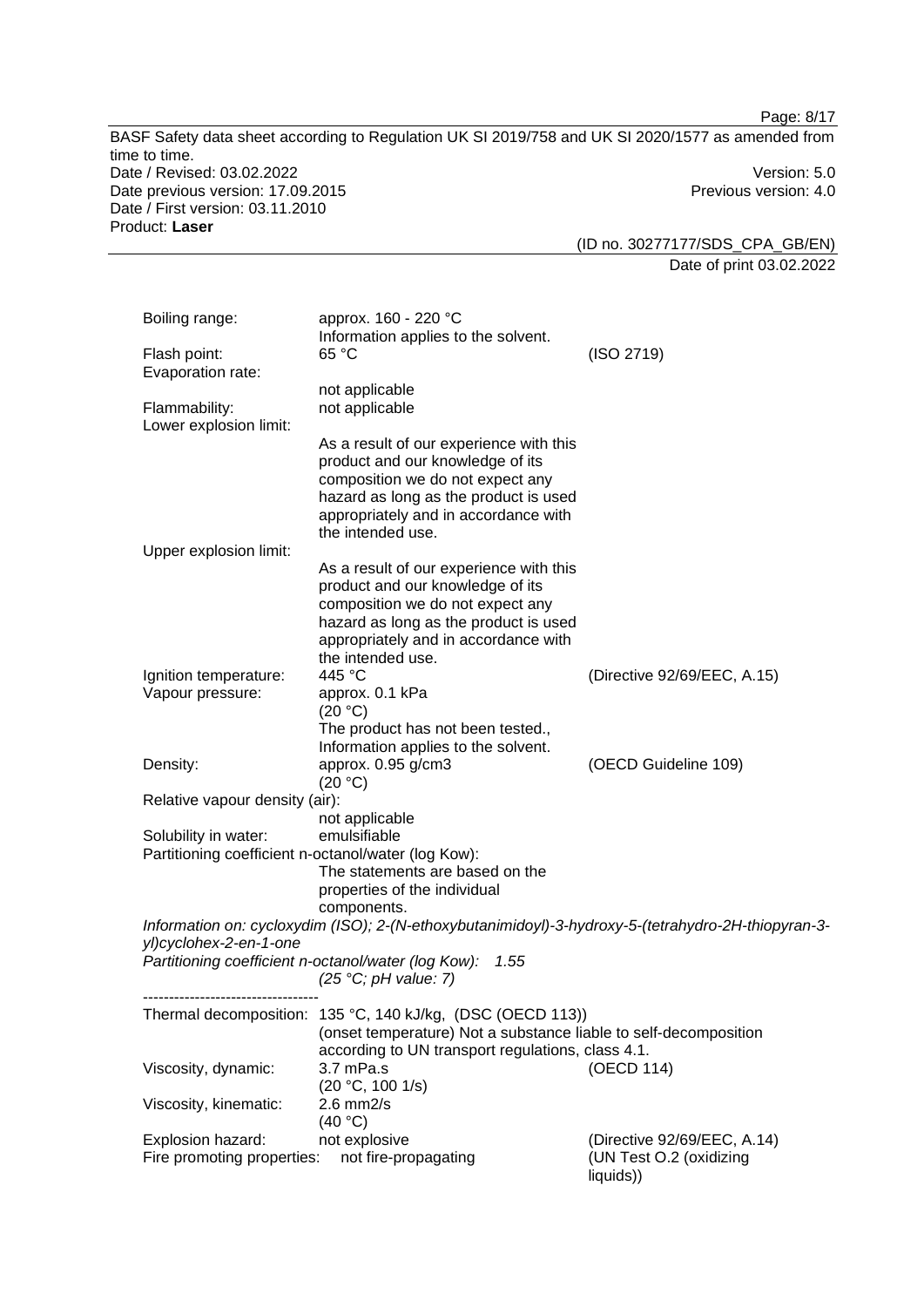| | | |
|---|---|---|
| Boiling range: | approx. 160 - 220 °C<br>Information applies to the solvent. | |
| Flash point: | 65 °C | (ISO 2719) |
| Evaporation rate: | not applicable | |
| Flammability: | not applicable | |
| Lower explosion limit: | As a result of our experience with this product and our knowledge of its composition we do not expect any hazard as long as the product is used appropriately and in accordance with the intended use. | |
| Upper explosion limit: | As a result of our experience with this product and our knowledge of its composition we do not expect any hazard as long as the product is used appropriately and in accordance with the intended use. | |
| Ignition temperature: | 445 °C | (Directive 92/69/EEC, A.15) |
| Vapour pressure: | approx. 0.1 kPa<br>(20 °C)<br>The product has not been tested., Information applies to the solvent. | |
| Density: | approx. 0.95 g/cm3<br>(20 °C) | (OECD Guideline 109) |
| Relative vapour density (air): | not applicable | |
| Solubility in water: | emulsifiable | |
| Partitioning coefficient n-octanol/water (log Kow): | The statements are based on the properties of the individual components. | |

*Information on: cycloxydim (ISO); 2-(N-ethoxybutanimidoyl)-3-hydroxy-5-(tetrahydro-2H-thiopyran-3-yl)cyclohex-2-en-1-one*

*Partitioning coefficient n-octanol/water (log Kow): 1.55*
*(25 °C; pH value: 7)*

----------------------------------

| | | |
|---|---|---|
| Thermal decomposition: | 135 °C, 140 kJ/kg, (DSC (OECD 113))<br>(onset temperature) Not a substance liable to self-decomposition according to UN transport regulations, class 4.1. | |
| Viscosity, dynamic: | 3.7 mPa.s<br>(20 °C, 100 1/s) | (OECD 114) |
| Viscosity, kinematic: | 2.6 mm2/s<br>(40 °C) | |
| Explosion hazard: | not explosive | (Directive 92/69/EEC, A.14) |
| Fire promoting properties: | not fire-propagating | (UN Test O.2 (oxidizing liquids)) |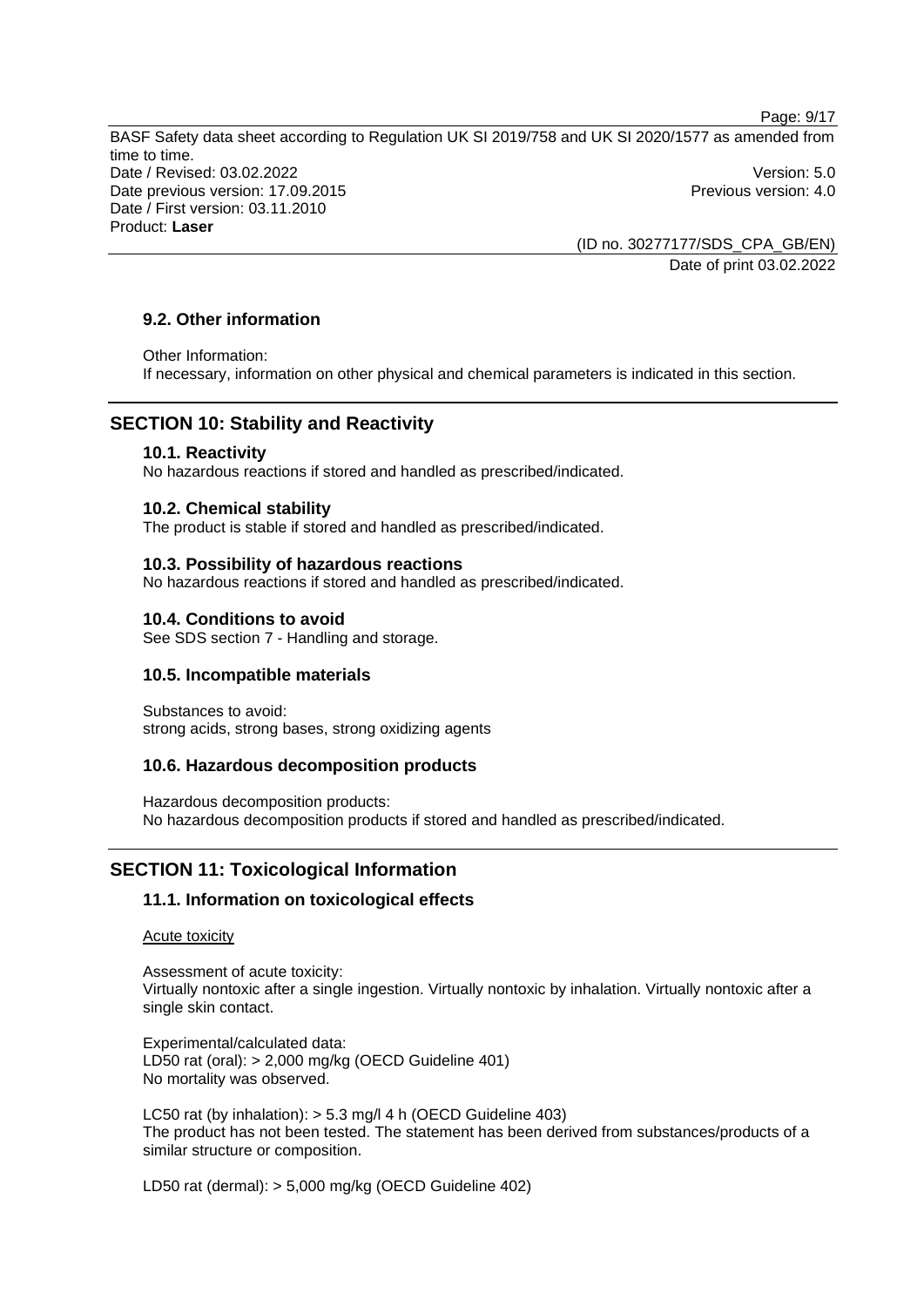### 9.2. Other information

Other Information:
If necessary, information on other physical and chemical parameters is indicated in this section.

## SECTION 10: Stability and Reactivity

### 10.1. Reactivity

No hazardous reactions if stored and handled as prescribed/indicated.

### 10.2. Chemical stability

The product is stable if stored and handled as prescribed/indicated.

### 10.3. Possibility of hazardous reactions

No hazardous reactions if stored and handled as prescribed/indicated.

### 10.4. Conditions to avoid

See SDS section 7 - Handling and storage.

### 10.5. Incompatible materials

Substances to avoid:
strong acids, strong bases, strong oxidizing agents

### 10.6. Hazardous decomposition products

Hazardous decomposition products:
No hazardous decomposition products if stored and handled as prescribed/indicated.

## SECTION 11: Toxicological Information

### 11.1. Information on toxicological effects

Acute toxicity

Assessment of acute toxicity:
Virtually nontoxic after a single ingestion. Virtually nontoxic by inhalation. Virtually nontoxic after a single skin contact.

Experimental/calculated data:
LD50 rat (oral): > 2,000 mg/kg (OECD Guideline 401)
No mortality was observed.

LC50 rat (by inhalation): > 5.3 mg/l 4 h (OECD Guideline 403)
The product has not been tested. The statement has been derived from substances/products of a similar structure or composition.

LD50 rat (dermal): > 5,000 mg/kg (OECD Guideline 402)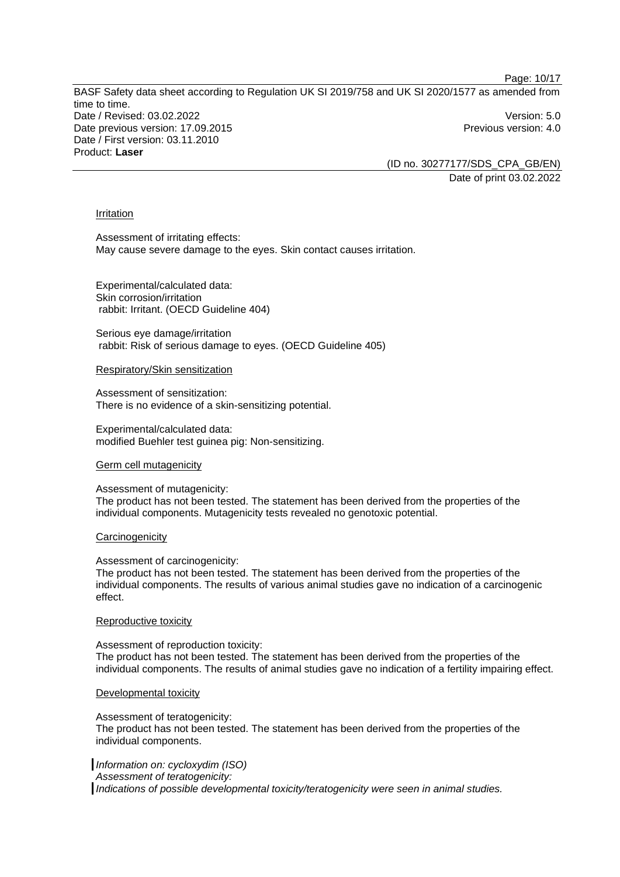Irritation

Assessment of irritating effects:
May cause severe damage to the eyes. Skin contact causes irritation.

Experimental/calculated data:
Skin corrosion/irritation
rabbit: Irritant. (OECD Guideline 404)

Serious eye damage/irritation
rabbit: Risk of serious damage to eyes. (OECD Guideline 405)

Respiratory/Skin sensitization

Assessment of sensitization:
There is no evidence of a skin-sensitizing potential.

Experimental/calculated data:
modified Buehler test guinea pig: Non-sensitizing.

Germ cell mutagenicity

Assessment of mutagenicity:
The product has not been tested. The statement has been derived from the properties of the individual components. Mutagenicity tests revealed no genotoxic potential.

Carcinogenicity

Assessment of carcinogenicity:
The product has not been tested. The statement has been derived from the properties of the individual components. The results of various animal studies gave no indication of a carcinogenic effect.

Reproductive toxicity

Assessment of reproduction toxicity:
The product has not been tested. The statement has been derived from the properties of the individual components. The results of animal studies gave no indication of a fertility impairing effect.

Developmental toxicity

Assessment of teratogenicity:
The product has not been tested. The statement has been derived from the properties of the individual components.

*Information on: cycloxydim (ISO)*
*Assessment of teratogenicity:*
*Indications of possible developmental toxicity/teratogenicity were seen in animal studies.*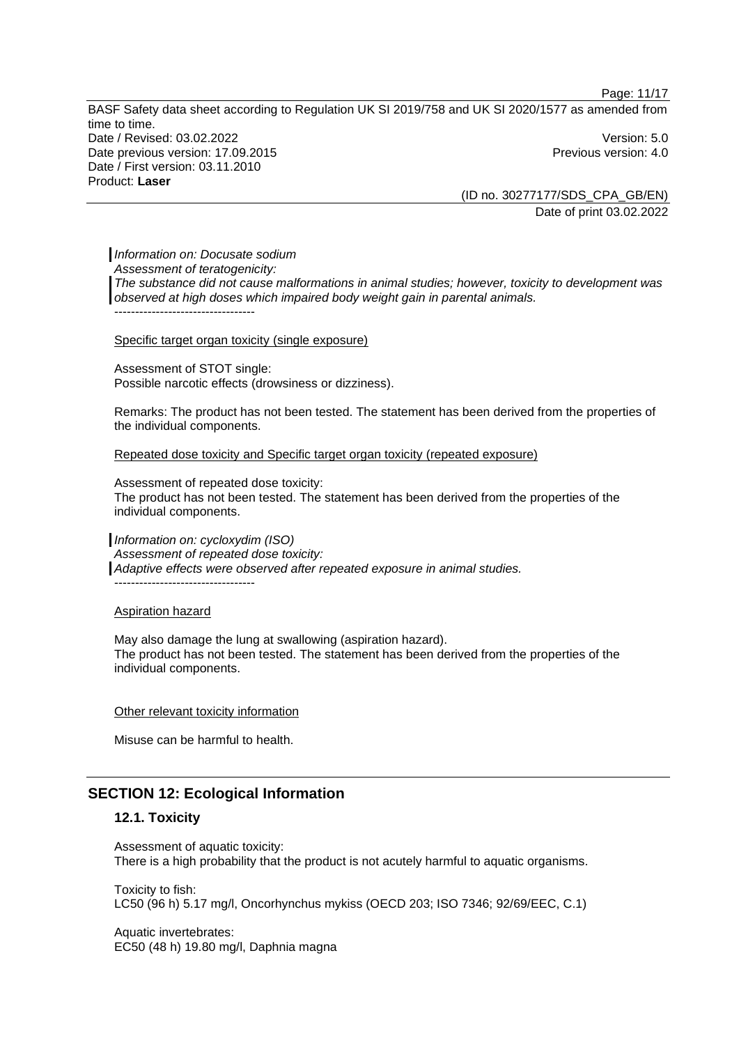*Information on: Docusate sodium*
*Assessment of teratogenicity:*
*The substance did not cause malformations in animal studies; however, toxicity to development was observed at high doses which impaired body weight gain in parental animals.*
----------------------------------

Specific target organ toxicity (single exposure)

Assessment of STOT single:
Possible narcotic effects (drowsiness or dizziness).

Remarks: The product has not been tested. The statement has been derived from the properties of the individual components.

Repeated dose toxicity and Specific target organ toxicity (repeated exposure)

Assessment of repeated dose toxicity:
The product has not been tested. The statement has been derived from the properties of the individual components.

*Information on: cycloxydim (ISO)*
*Assessment of repeated dose toxicity:*
*Adaptive effects were observed after repeated exposure in animal studies.*
----------------------------------

Aspiration hazard

May also damage the lung at swallowing (aspiration hazard).
The product has not been tested. The statement has been derived from the properties of the individual components.

Other relevant toxicity information

Misuse can be harmful to health.

## SECTION 12: Ecological Information

### 12.1. Toxicity

Assessment of aquatic toxicity:
There is a high probability that the product is not acutely harmful to aquatic organisms.

Toxicity to fish:
LC50 (96 h) 5.17 mg/l, Oncorhynchus mykiss (OECD 203; ISO 7346; 92/69/EEC, C.1)

Aquatic invertebrates:
EC50 (48 h) 19.80 mg/l, Daphnia magna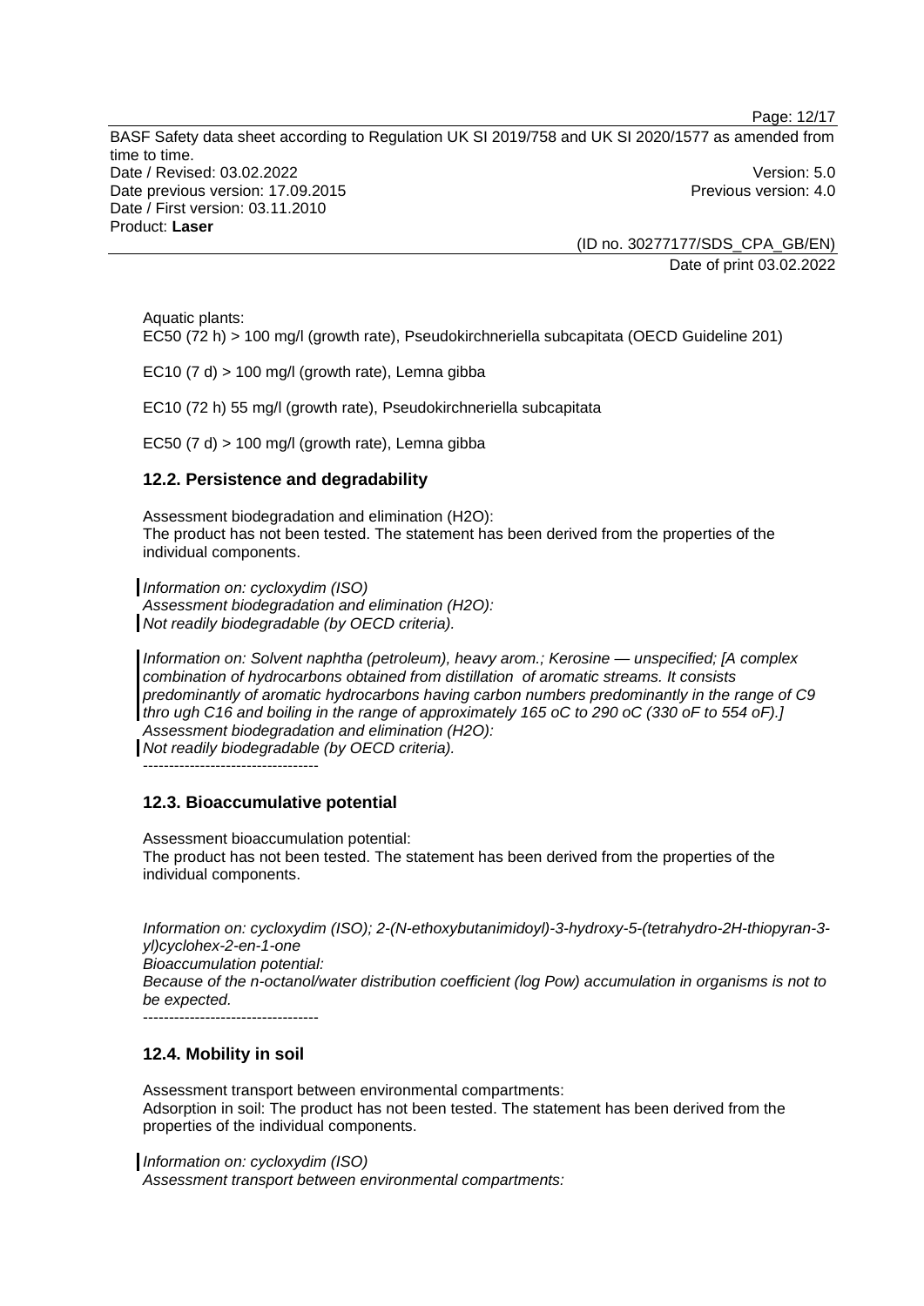Aquatic plants:
EC50 (72 h) > 100 mg/l (growth rate), Pseudokirchneriella subcapitata (OECD Guideline 201)

EC10 (7 d) > 100 mg/l (growth rate), Lemna gibba

EC10 (72 h) 55 mg/l (growth rate), Pseudokirchneriella subcapitata

EC50 (7 d) > 100 mg/l (growth rate), Lemna gibba

### 12.2. Persistence and degradability

Assessment biodegradation and elimination ($H_2O$):
The product has not been tested. The statement has been derived from the properties of the individual components.

*Information on: cycloxydim (ISO)*
*Assessment biodegradation and elimination ($H_2O$):*
*Not readily biodegradable (by OECD criteria).*

*Information on: Solvent naphtha (petroleum), heavy arom.; Kerosine — unspecified; [A complex combination of hydrocarbons obtained from distillation of aromatic streams. It consists predominantly of aromatic hydrocarbons having carbon numbers predominantly in the range of C9 thro ugh C16 and boiling in the range of approximately 165 oC to 290 oC (330 oF to 554 oF).]*
*Assessment biodegradation and elimination ($H_2O$):*
*Not readily biodegradable (by OECD criteria).*

----------------------------------

### 12.3. Bioaccumulative potential

Assessment bioaccumulation potential:
The product has not been tested. The statement has been derived from the properties of the individual components.

*Information on: cycloxydim (ISO); 2-(N-ethoxybutanimidoyl)-3-hydroxy-5-(tetrahydro-2H-thiopyran-3-yl)cyclohex-2-en-1-one*
*Bioaccumulation potential:*
*Because of the n-octanol/water distribution coefficient (log Pow) accumulation in organisms is not to be expected.*

----------------------------------

### 12.4. Mobility in soil

Assessment transport between environmental compartments:
Adsorption in soil: The product has not been tested. The statement has been derived from the properties of the individual components.

*Information on: cycloxydim (ISO)*
*Assessment transport between environmental compartments:*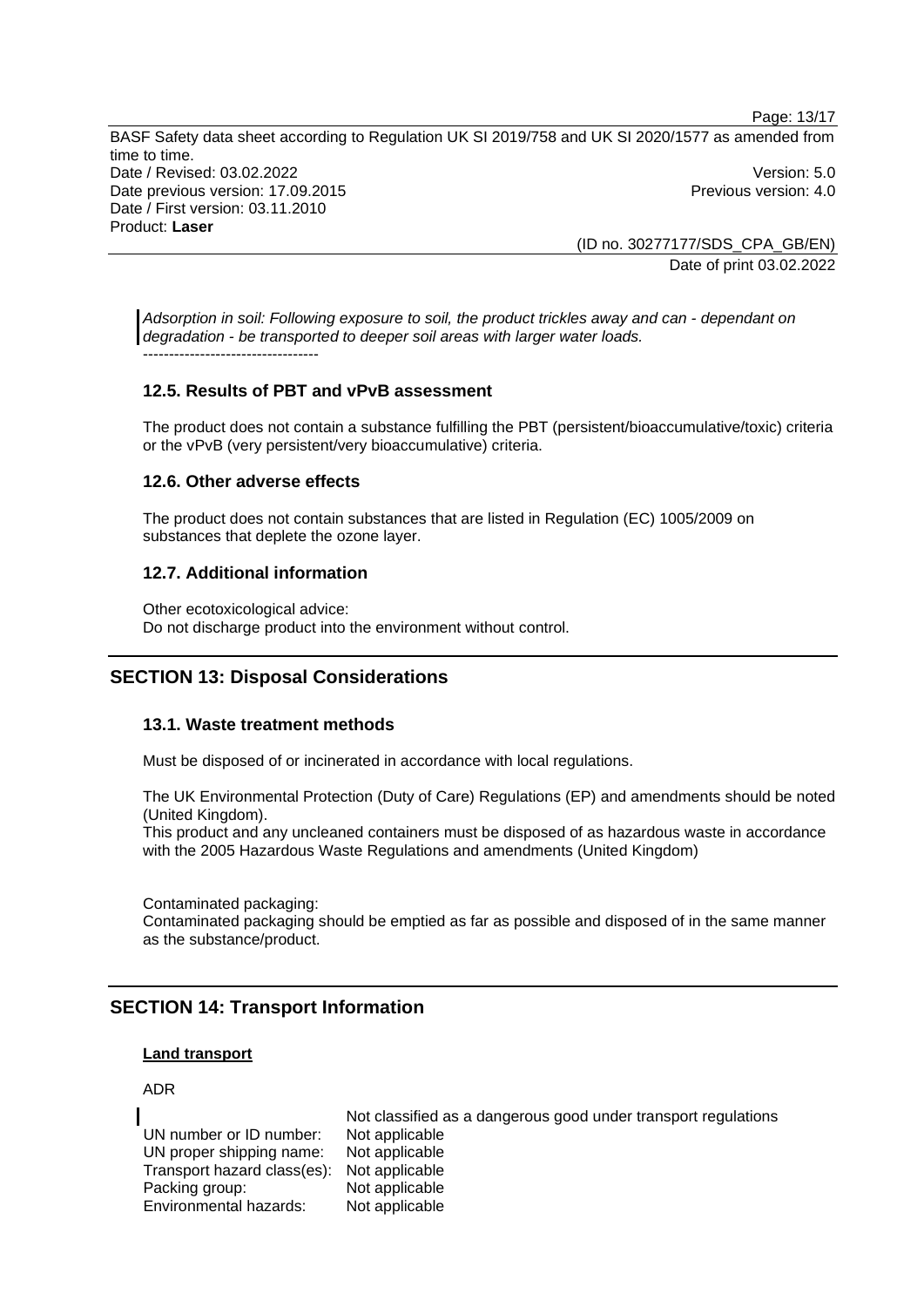*Adsorption in soil: Following exposure to soil, the product trickles away and can - dependant on degradation - be transported to deeper soil areas with larger water loads.*

----------------------------------

### 12.5. Results of PBT and vPvB assessment

The product does not contain a substance fulfilling the PBT (persistent/bioaccumulative/toxic) criteria or the vPvB (very persistent/very bioaccumulative) criteria.

### 12.6. Other adverse effects

The product does not contain substances that are listed in Regulation (EC) 1005/2009 on substances that deplete the ozone layer.

### 12.7. Additional information

Other ecotoxicological advice:
Do not discharge product into the environment without control.

## SECTION 13: Disposal Considerations

### 13.1. Waste treatment methods

Must be disposed of or incinerated in accordance with local regulations.

The UK Environmental Protection (Duty of Care) Regulations (EP) and amendments should be noted (United Kingdom).
This product and any uncleaned containers must be disposed of as hazardous waste in accordance with the 2005 Hazardous Waste Regulations and amendments (United Kingdom)

Contaminated packaging:
Contaminated packaging should be emptied as far as possible and disposed of in the same manner as the substance/product.

## SECTION 14: Transport Information

**Land transport**

ADR

Not classified as a dangerous good under transport regulations

| | |
|---|---|
| UN number or ID number: | Not applicable |
| UN proper shipping name: | Not applicable |
| Transport hazard class(es): | Not applicable |
| Packing group: | Not applicable |
| Environmental hazards: | Not applicable |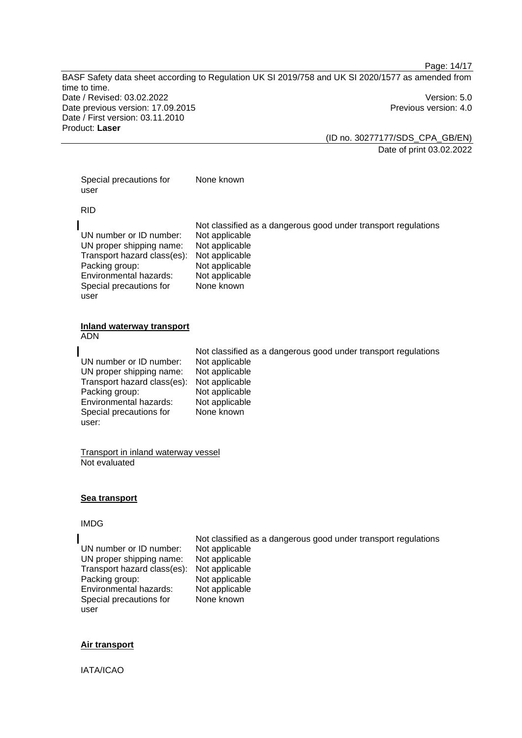Special precautions for user: None known

RID

Not classified as a dangerous good under transport regulations

UN number or ID number: Not applicable
UN proper shipping name: Not applicable
Transport hazard class(es): Not applicable
Packing group: Not applicable
Environmental hazards: Not applicable
Special precautions for user: None known

**Inland waterway transport**

ADN

Not classified as a dangerous good under transport regulations

UN number or ID number: Not applicable
UN proper shipping name: Not applicable
Transport hazard class(es): Not applicable
Packing group: Not applicable
Environmental hazards: Not applicable
Special precautions for user: None known

Transport in inland waterway vessel
Not evaluated

**Sea transport**

IMDG

Not classified as a dangerous good under transport regulations

UN number or ID number: Not applicable
UN proper shipping name: Not applicable
Transport hazard class(es): Not applicable
Packing group: Not applicable
Environmental hazards: Not applicable
Special precautions for user: None known

**Air transport**

IATA/ICAO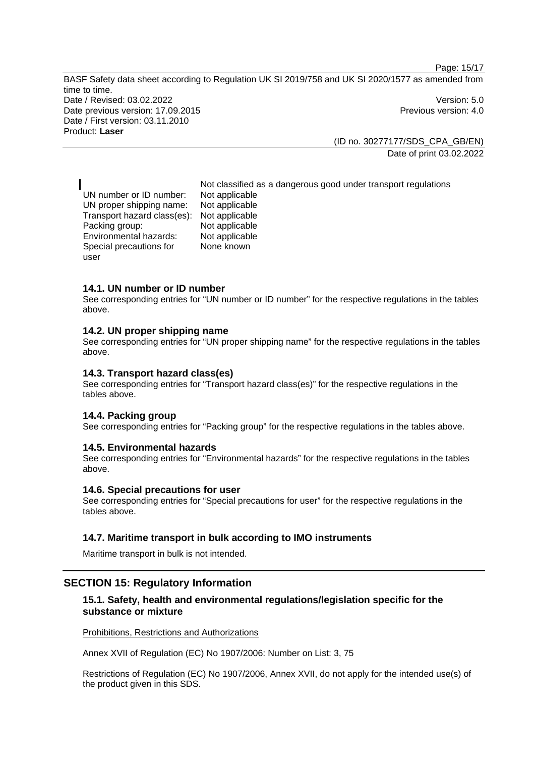Not classified as a dangerous good under transport regulations

| | |
|---|---|
| UN number or ID number: | Not applicable |
| UN proper shipping name: | Not applicable |
| Transport hazard class(es): | Not applicable |
| Packing group: | Not applicable |
| Environmental hazards: | Not applicable |
| Special precautions for user | None known |

### 14.1. UN number or ID number

See corresponding entries for "UN number or ID number" for the respective regulations in the tables above.

### 14.2. UN proper shipping name

See corresponding entries for "UN proper shipping name" for the respective regulations in the tables above.

### 14.3. Transport hazard class(es)

See corresponding entries for "Transport hazard class(es)" for the respective regulations in the tables above.

### 14.4. Packing group

See corresponding entries for "Packing group" for the respective regulations in the tables above.

### 14.5. Environmental hazards

See corresponding entries for "Environmental hazards" for the respective regulations in the tables above.

### 14.6. Special precautions for user

See corresponding entries for "Special precautions for user" for the respective regulations in the tables above.

### 14.7. Maritime transport in bulk according to IMO instruments

Maritime transport in bulk is not intended.

## SECTION 15: Regulatory Information

### 15.1. Safety, health and environmental regulations/legislation specific for the substance or mixture

Prohibitions, Restrictions and Authorizations

Annex XVII of Regulation (EC) No 1907/2006: Number on List: 3, 75

Restrictions of Regulation (EC) No 1907/2006, Annex XVII, do not apply for the intended use(s) of the product given in this SDS.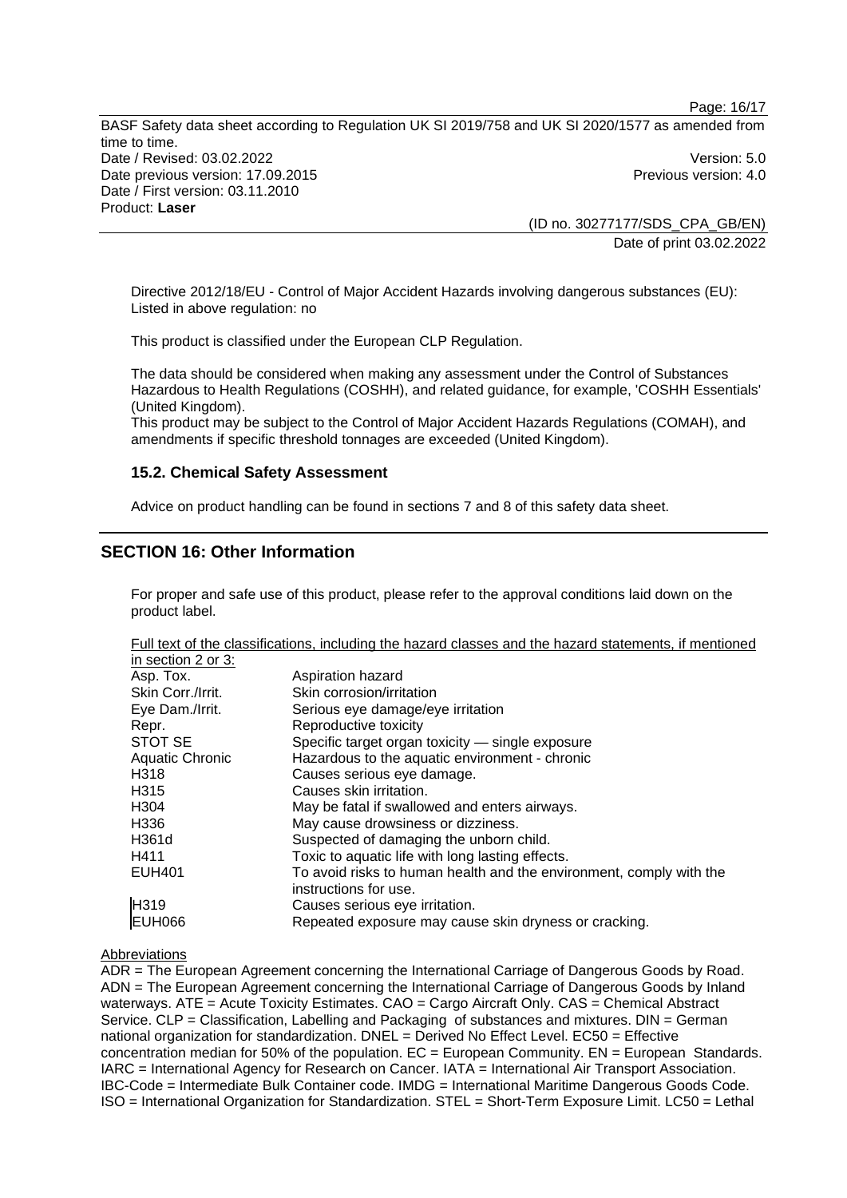Directive 2012/18/EU - Control of Major Accident Hazards involving dangerous substances (EU): Listed in above regulation: no

This product is classified under the European CLP Regulation.

The data should be considered when making any assessment under the Control of Substances Hazardous to Health Regulations (COSHH), and related guidance, for example, 'COSHH Essentials' (United Kingdom).
This product may be subject to the Control of Major Accident Hazards Regulations (COMAH), and amendments if specific threshold tonnages are exceeded (United Kingdom).

### 15.2. Chemical Safety Assessment

Advice on product handling can be found in sections 7 and 8 of this safety data sheet.

## SECTION 16: Other Information

For proper and safe use of this product, please refer to the approval conditions laid down on the product label.

Full text of the classifications, including the hazard classes and the hazard statements, if mentioned in section 2 or 3:

| | |
|---|---|
| Asp. Tox. | Aspiration hazard |
| Skin Corr./Irrit. | Skin corrosion/irritation |
| Eye Dam./Irrit. | Serious eye damage/eye irritation |
| Repr. | Reproductive toxicity |
| STOT SE | Specific target organ toxicity — single exposure |
| Aquatic Chronic | Hazardous to the aquatic environment - chronic |
| H318 | Causes serious eye damage. |
| H315 | Causes skin irritation. |
| H304 | May be fatal if swallowed and enters airways. |
| H336 | May cause drowsiness or dizziness. |
| H361d | Suspected of damaging the unborn child. |
| H411 | Toxic to aquatic life with long lasting effects. |
| EUH401 | To avoid risks to human health and the environment, comply with the instructions for use. |
| H319 | Causes serious eye irritation. |
| EUH066 | Repeated exposure may cause skin dryness or cracking. |

Abbreviations

ADR = The European Agreement concerning the International Carriage of Dangerous Goods by Road. ADN = The European Agreement concerning the International Carriage of Dangerous Goods by Inland waterways. ATE = Acute Toxicity Estimates. CAO = Cargo Aircraft Only. CAS = Chemical Abstract Service. CLP = Classification, Labelling and Packaging of substances and mixtures. DIN = German national organization for standardization. DNEL = Derived No Effect Level. EC50 = Effective concentration median for 50% of the population. EC = European Community. EN = European Standards. IARC = International Agency for Research on Cancer. IATA = International Air Transport Association. IBC-Code = Intermediate Bulk Container code. IMDG = International Maritime Dangerous Goods Code. ISO = International Organization for Standardization. STEL = Short-Term Exposure Limit. LC50 = Lethal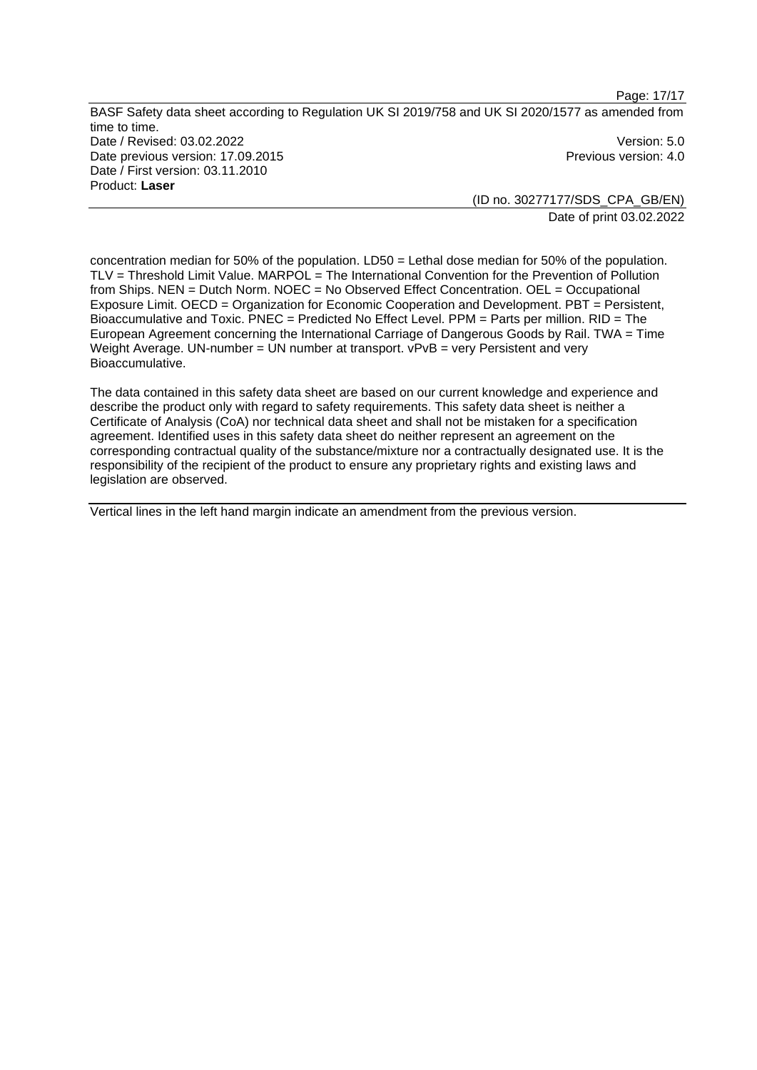concentration median for 50% of the population. LD50 = Lethal dose median for 50% of the population. TLV = Threshold Limit Value. MARPOL = The International Convention for the Prevention of Pollution from Ships. NEN = Dutch Norm. NOEC = No Observed Effect Concentration. OEL = Occupational Exposure Limit. OECD = Organization for Economic Cooperation and Development. PBT = Persistent, Bioaccumulative and Toxic. PNEC = Predicted No Effect Level. PPM = Parts per million. RID = The European Agreement concerning the International Carriage of Dangerous Goods by Rail. TWA = Time Weight Average. UN-number = UN number at transport. vPvB = very Persistent and very Bioaccumulative.

The data contained in this safety data sheet are based on our current knowledge and experience and describe the product only with regard to safety requirements. This safety data sheet is neither a Certificate of Analysis (CoA) nor technical data sheet and shall not be mistaken for a specification agreement. Identified uses in this safety data sheet do neither represent an agreement on the corresponding contractual quality of the substance/mixture nor a contractually designated use. It is the responsibility of the recipient of the product to ensure any proprietary rights and existing laws and legislation are observed.

---

Vertical lines in the left hand margin indicate an amendment from the previous version.